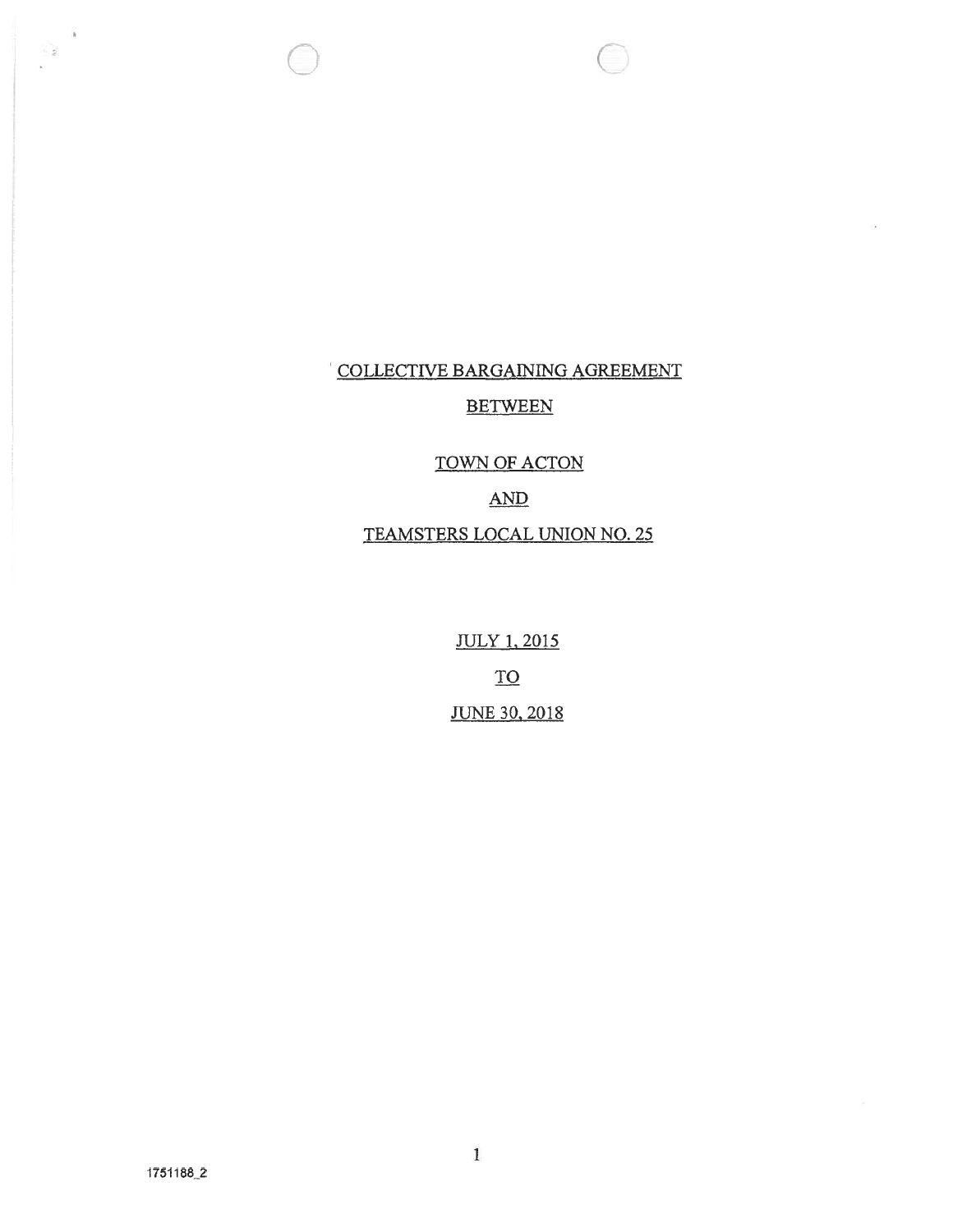# COLLECTIVE BARGAINING AGREEMENT

## BETWEEN

## TOWN OF ACTON

## AND

## TEAMSTERS LOCAL UNION NO. 25

JULY 1, 2015

TO

JUNE 30, 2018

1751188_2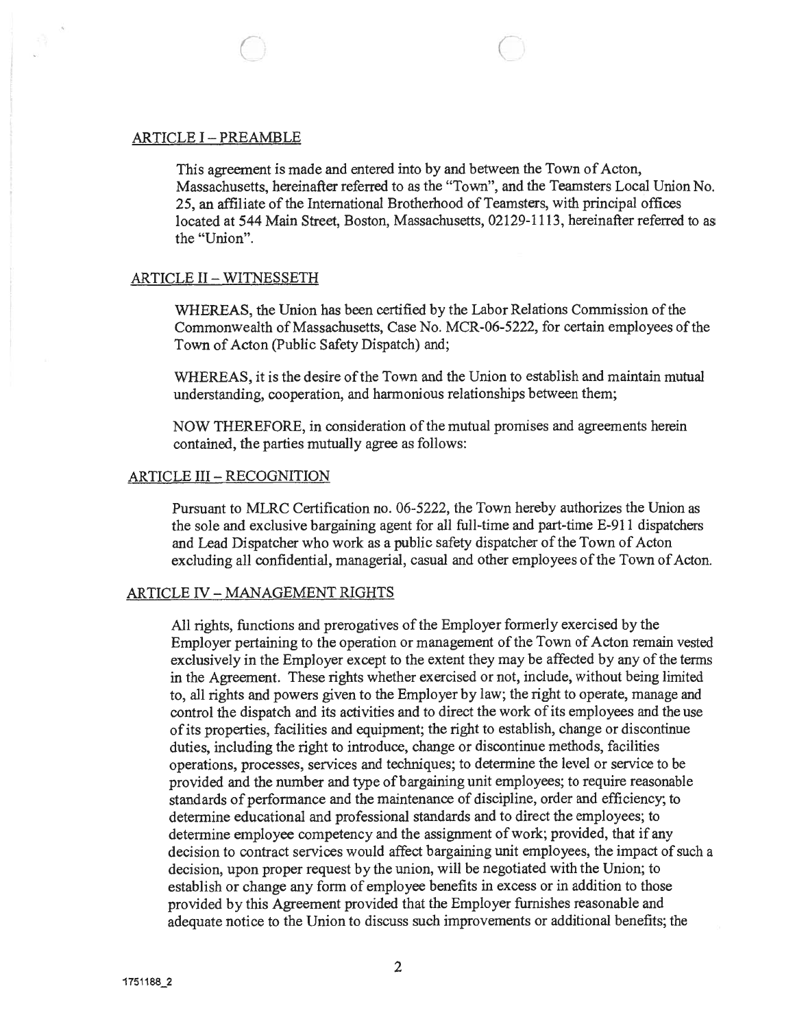## ARTICLE I – PREAMBLE

This agreement is made and entered into by and between the Town of Acton, Massachusetts, hereinafter referred to as the "Town", and the Teamsters Local Union No. 25, an affiliate of the International Brotherhood of Teamsters, with principal offices located at 544 Main Street, Boston, Massachusetts, 02129-1113, hereinafter referred to as the "Union".

## ARTICLE II – WITNESSETH

WHEREAS, the Union has been certified by the Labor Relations Commission of the Commonwealth of Massachusetts, Case No. MCR-06-5222, for certain employees of the Town of Acton (Public Safety Dispatch) and;

WHEREAS, it is the desire of the Town and the Union to establish and maintain mutual understanding, cooperation, and harmonious relationships between them;

NOW THEREFORE, in consideration of the mutual promises and agreements herein contained, the parties mutually agree as follows:

## ARTICLE III – RECOGNITION

Pursuant to MLRC Certification no. 06-5222, the Town hereby authorizes the Union as the sole and exclusive bargaining agent for all full-time and part-time E-911 dispatchers and Lead Dispatcher who work as a public safety dispatcher of the Town of Acton excluding all confidential, managerial, casual and other employees of the Town of Acton.

## ARTICLE IV – MANAGEMENT RIGHTS

All rights, functions and prerogatives of the Employer formerly exercised by the Employer pertaining to the operation or management of the Town of Acton remain vested exclusively in the Employer except to the extent they may be affected by any of the terms in the Agreement. These rights whether exercised or not, include, without being limited to, all rights and powers given to the Employer by law; the right to operate, manage and control the dispatch and its activities and to direct the work of its employees and the use of its properties, facilities and equipment; the right to establish, change or discontinue duties, including the right to introduce, change or discontinue methods, facilities operations, processes, services and techniques; to determine the level or service to be provided and the number and type of bargaining unit employees; to require reasonable standards of performance and the maintenance of discipline, order and efficiency; to determine educational and professional standards and to direct the employees; to determine employee competency and the assignment of work; provided, that if any decision to contract services would affect bargaining unit employees, the impact of such a decision, upon proper request by the union, will be negotiated with the Union; to establish or change any form of employee benefits in excess or in addition to those provided by this Agreement provided that the Employer furnishes reasonable and adequate notice to the Union to discuss such improvements or additional benefits; the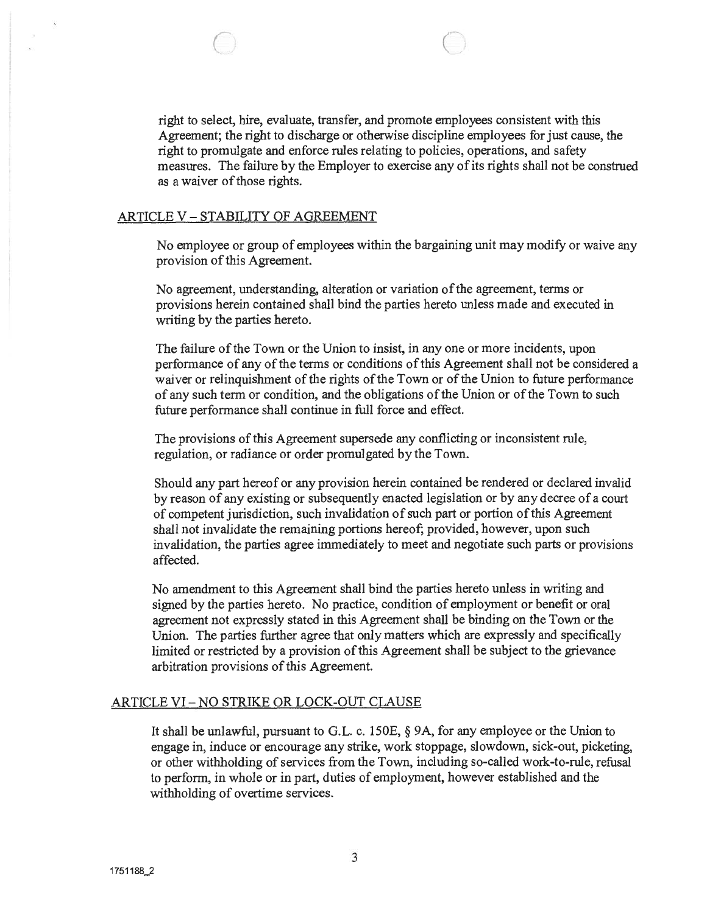right to select, hire, evaluate, transfer, and promote employees consistent with this Agreement; the right to discharge or otherwise discipline employees for just cause, the right to promulgate and enforce rules relating to policies, operations, and safety measures. The failure by the Employer to exercise any of its rights shall not be construed as a waiver of those rights.

## ARTICLE V – STABILITY OF AGREEMENT

No employee or group of employees within the bargaining unit may modify or waive any provision of this Agreement.

No agreement, understanding, alteration or variation of the agreement, terms or provisions herein contained shall bind the parties hereto unless made and executed in writing by the parties hereto.

The failure of the Town or the Union to insist, in any one or more incidents, upon performance of any of the terms or conditions of this Agreement shall not be considered a waiver or relinquishment of the rights of the Town or of the Union to future performance of any such term or condition, and the obligations of the Union or of the Town to such future performance shall continue in full force and effect.

The provisions of this Agreement supersede any conflicting or inconsistent rule, regulation, or radiance or order promulgated by the Town.

Should any part hereof or any provision herein contained be rendered or declared invalid by reason of any existing or subsequently enacted legislation or by any decree of a court of competent jurisdiction, such invalidation of such part or portion of this Agreement shall not invalidate the remaining portions hereof; provided, however, upon such invalidation, the parties agree immediately to meet and negotiate such parts or provisions affected.

No amendment to this Agreement shall bind the parties hereto unless in writing and signed by the parties hereto. No practice, condition of employment or benefit or oral agreement not expressly stated in this Agreement shall be binding on the Town or the Union. The parties further agree that only matters which are expressly and specifically limited or restricted by a provision of this Agreement shall be subject to the grievance arbitration provisions of this Agreement.

## ARTICLE VI – NO STRIKE OR LOCK-OUT CLAUSE

It shall be unlawful, pursuant to G.L. c. 150E, § 9A, for any employee or the Union to engage in, induce or encourage any strike, work stoppage, slowdown, sick-out, picketing, or other withholding of services from the Town, including so-called work-to-rule, refusal to perform, in whole or in part, duties of employment, however established and the withholding of overtime services.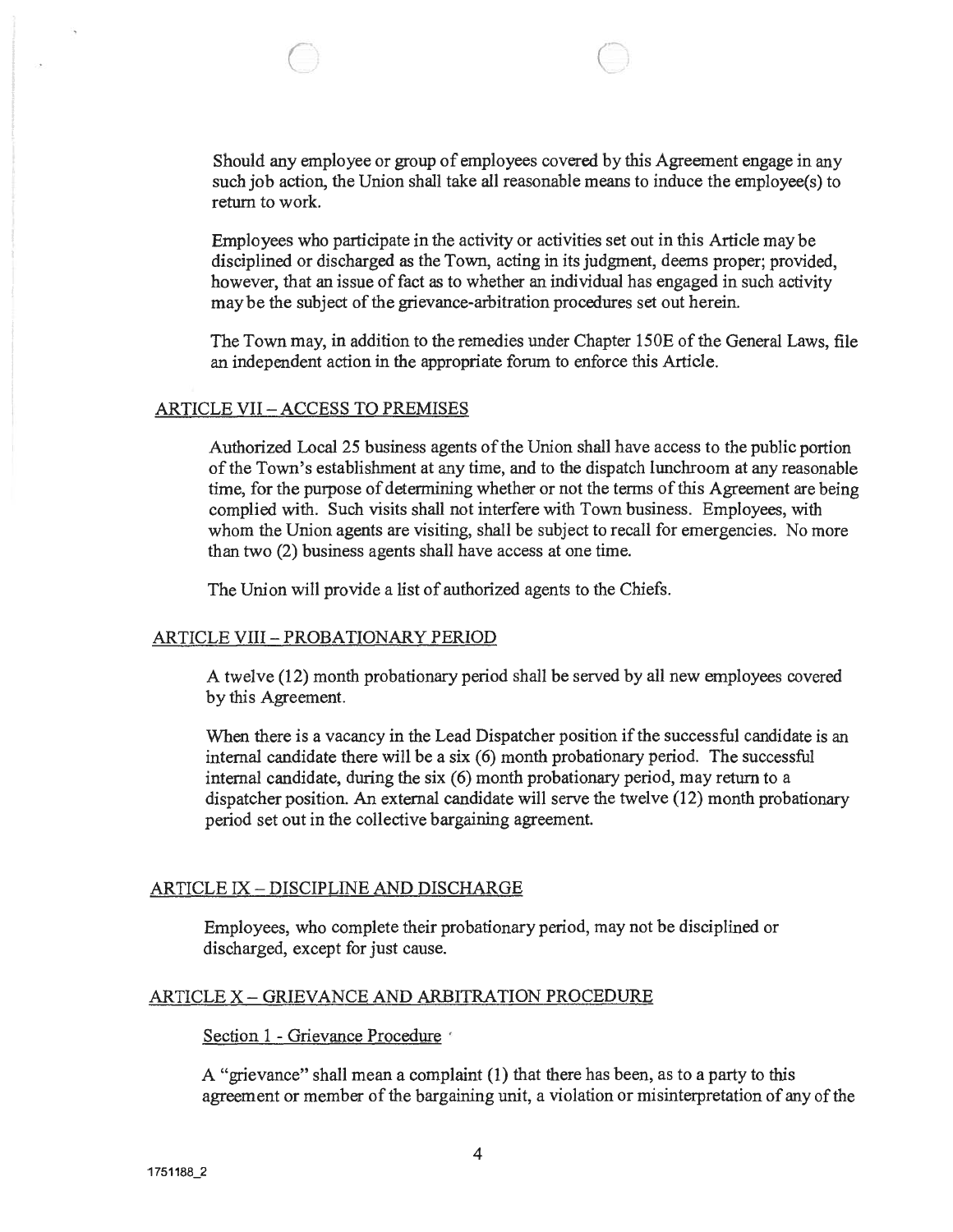Should any employee or group of employees covered by this Agreement engage in any such job action, the Union shall take all reasonable means to induce the employee(s) to return to work.

Employees who participate in the activity or activities set out in this Article may be disciplined or discharged as the Town, acting in its judgment, deems proper; provided, however, that an issue of fact as to whether an individual has engaged in such activity may be the subject of the grievance-arbitration procedures set out herein.

The Town may, in addition to the remedies under Chapter 150E of the General Laws, file an independent action in the appropriate forum to enforce this Article.

## ARTICLE VII – ACCESS TO PREMISES

Authorized Local 25 business agents of the Union shall have access to the public portion of the Town's establishment at any time, and to the dispatch lunchroom at any reasonable time, for the purpose of determining whether or not the terms of this Agreement are being complied with. Such visits shall not interfere with Town business. Employees, with whom the Union agents are visiting, shall be subject to recall for emergencies. No more than two (2) business agents shall have access at one time.

The Union will provide a list of authorized agents to the Chiefs.

## ARTICLE VIII – PROBATIONARY PERIOD

A twelve (12) month probationary period shall be served by all new employees covered by this Agreement.

When there is a vacancy in the Lead Dispatcher position if the successful candidate is an internal candidate there will be a six (6) month probationary period. The successful internal candidate, during the six (6) month probationary period, may return to a dispatcher position. An external candidate will serve the twelve (12) month probationary period set out in the collective bargaining agreement.

## ARTICLE IX – DISCIPLINE AND DISCHARGE

Employees, who complete their probationary period, may not be disciplined or discharged, except for just cause.

## ARTICLE X – GRIEVANCE AND ARBITRATION PROCEDURE

### Section 1 - Grievance Procedure

A "grievance" shall mean a complaint (1) that there has been, as to a party to this agreement or member of the bargaining unit, a violation or misinterpretation of any of the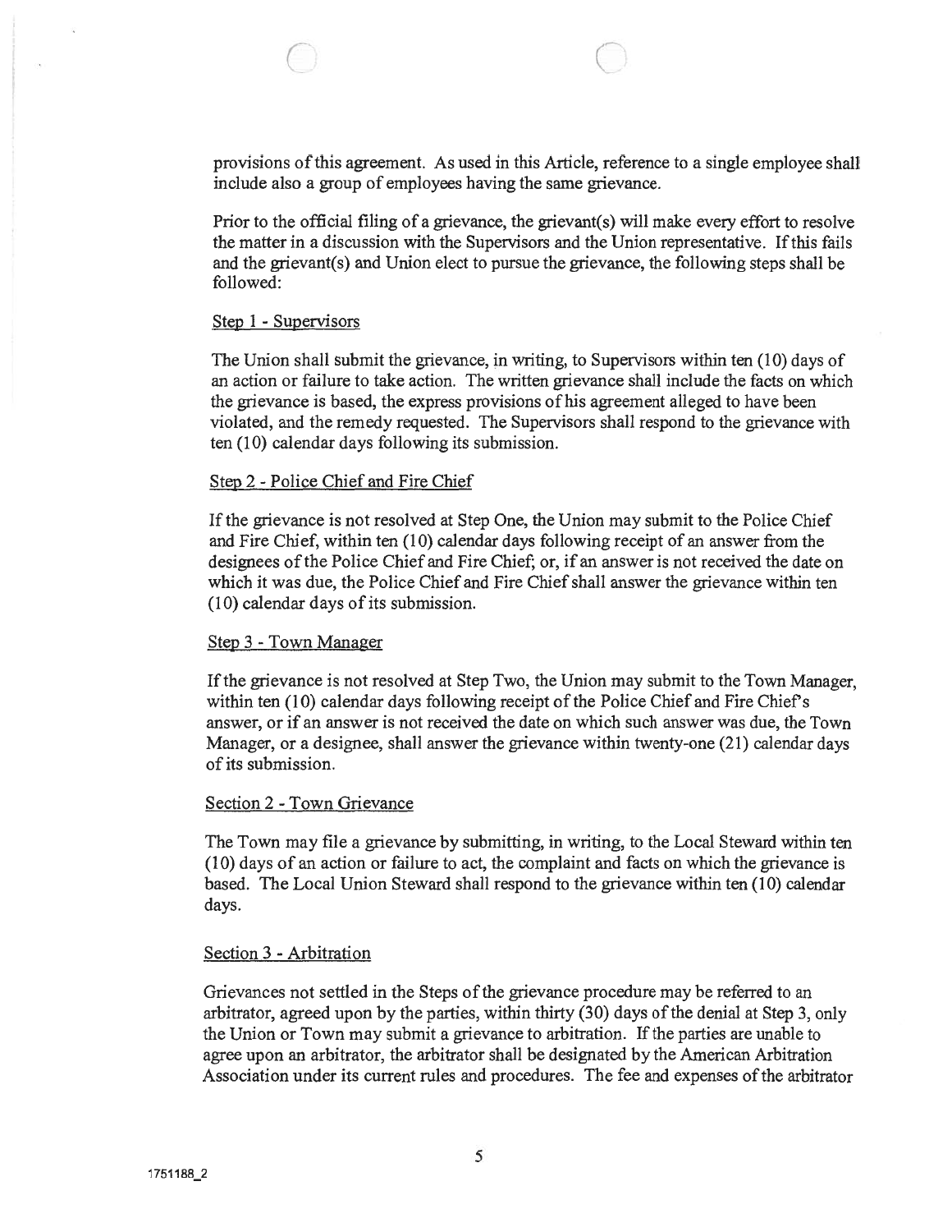provisions of this agreement. As used in this Article, reference to a single employee shall include also a group of employees having the same grievance.

Prior to the official filing of a grievance, the grievant(s) will make every effort to resolve the matter in a discussion with the Supervisors and the Union representative. If this fails and the grievant(s) and Union elect to pursue the grievance, the following steps shall be followed:

Step 1 - Supervisors

The Union shall submit the grievance, in writing, to Supervisors within ten (10) days of an action or failure to take action. The written grievance shall include the facts on which the grievance is based, the express provisions of his agreement alleged to have been violated, and the remedy requested. The Supervisors shall respond to the grievance with ten (10) calendar days following its submission.

Step 2 - Police Chief and Fire Chief

If the grievance is not resolved at Step One, the Union may submit to the Police Chief and Fire Chief, within ten (10) calendar days following receipt of an answer from the designees of the Police Chief and Fire Chief; or, if an answer is not received the date on which it was due, the Police Chief and Fire Chief shall answer the grievance within ten (10) calendar days of its submission.

Step 3 - Town Manager

If the grievance is not resolved at Step Two, the Union may submit to the Town Manager, within ten (10) calendar days following receipt of the Police Chief and Fire Chief's answer, or if an answer is not received the date on which such answer was due, the Town Manager, or a designee, shall answer the grievance within twenty-one (21) calendar days of its submission.

Section 2 - Town Grievance

The Town may file a grievance by submitting, in writing, to the Local Steward within ten (10) days of an action or failure to act, the complaint and facts on which the grievance is based. The Local Union Steward shall respond to the grievance within ten (10) calendar days.

Section 3 - Arbitration

Grievances not settled in the Steps of the grievance procedure may be referred to an arbitrator, agreed upon by the parties, within thirty (30) days of the denial at Step 3, only the Union or Town may submit a grievance to arbitration. If the parties are unable to agree upon an arbitrator, the arbitrator shall be designated by the American Arbitration Association under its current rules and procedures. The fee and expenses of the arbitrator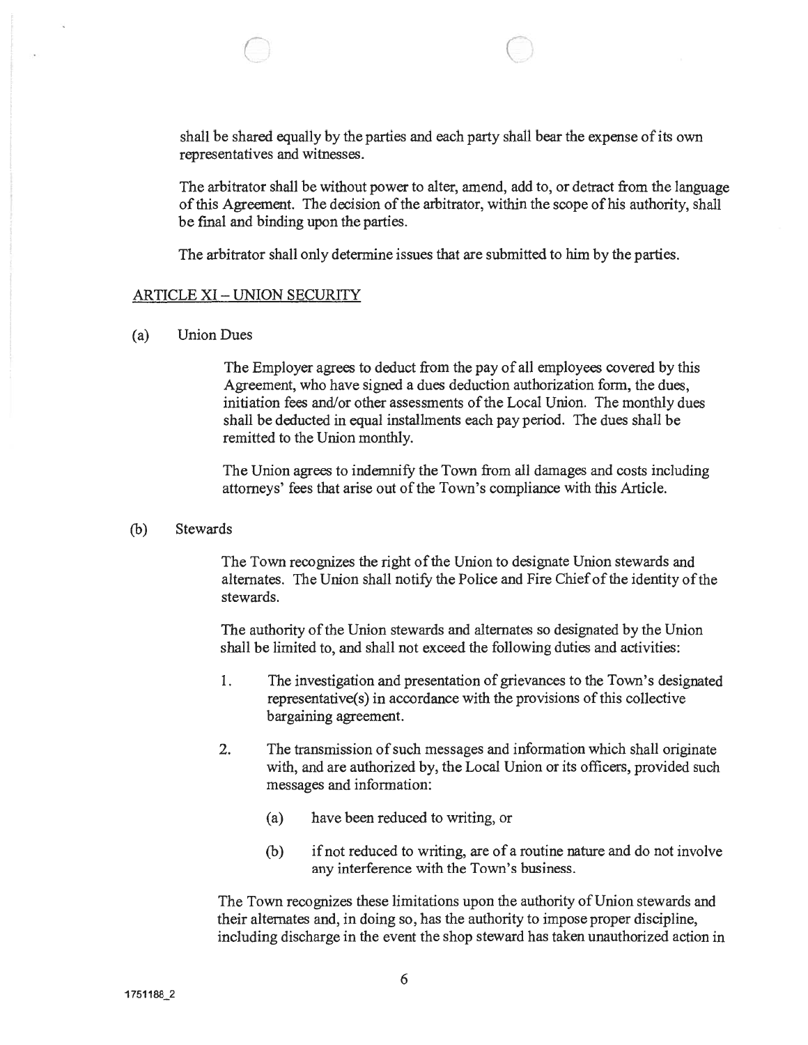shall be shared equally by the parties and each party shall bear the expense of its own representatives and witnesses.

The arbitrator shall be without power to alter, amend, add to, or detract from the language of this Agreement. The decision of the arbitrator, within the scope of his authority, shall be final and binding upon the parties.

The arbitrator shall only determine issues that are submitted to him by the parties.

## ARTICLE XI – UNION SECURITY

(a) Union Dues

The Employer agrees to deduct from the pay of all employees covered by this Agreement, who have signed a dues deduction authorization form, the dues, initiation fees and/or other assessments of the Local Union. The monthly dues shall be deducted in equal installments each pay period. The dues shall be remitted to the Union monthly.

The Union agrees to indemnify the Town from all damages and costs including attorneys' fees that arise out of the Town's compliance with this Article.

(b) Stewards

The Town recognizes the right of the Union to designate Union stewards and alternates. The Union shall notify the Police and Fire Chief of the identity of the stewards.

The authority of the Union stewards and alternates so designated by the Union shall be limited to, and shall not exceed the following duties and activities:

1. The investigation and presentation of grievances to the Town's designated representative(s) in accordance with the provisions of this collective bargaining agreement.

2. The transmission of such messages and information which shall originate with, and are authorized by, the Local Union or its officers, provided such messages and information:

    (a) have been reduced to writing, or

    (b) if not reduced to writing, are of a routine nature and do not involve any interference with the Town's business.

The Town recognizes these limitations upon the authority of Union stewards and their alternates and, in doing so, has the authority to impose proper discipline, including discharge in the event the shop steward has taken unauthorized action in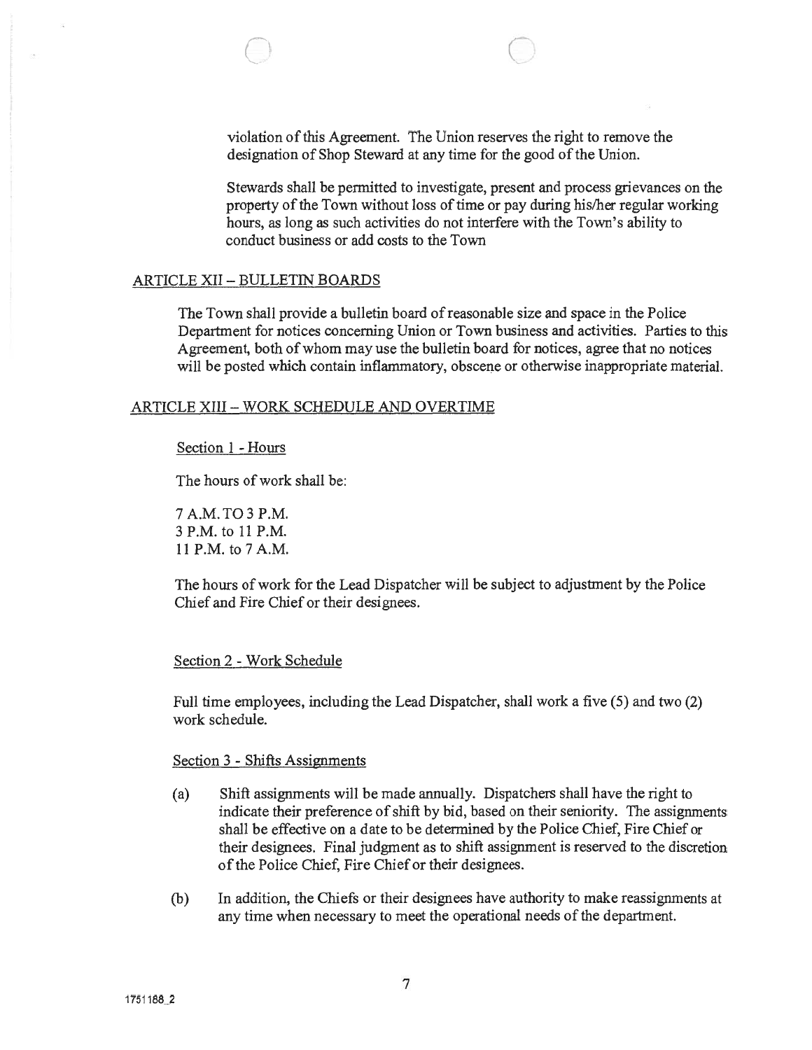violation of this Agreement. The Union reserves the right to remove the designation of Shop Steward at any time for the good of the Union.

Stewards shall be permitted to investigate, present and process grievances on the property of the Town without loss of time or pay during his/her regular working hours, as long as such activities do not interfere with the Town's ability to conduct business or add costs to the Town

## ARTICLE XII – BULLETIN BOARDS

The Town shall provide a bulletin board of reasonable size and space in the Police Department for notices concerning Union or Town business and activities. Parties to this Agreement, both of whom may use the bulletin board for notices, agree that no notices will be posted which contain inflammatory, obscene or otherwise inappropriate material.

## ARTICLE XIII – WORK SCHEDULE AND OVERTIME

### Section 1 - Hours

The hours of work shall be:

7 A.M. TO 3 P.M.
3 P.M. to 11 P.M.
11 P.M. to 7 A.M.

The hours of work for the Lead Dispatcher will be subject to adjustment by the Police Chief and Fire Chief or their designees.

### Section 2 - Work Schedule

Full time employees, including the Lead Dispatcher, shall work a five (5) and two (2) work schedule.

### Section 3 - Shifts Assignments

(a) Shift assignments will be made annually. Dispatchers shall have the right to indicate their preference of shift by bid, based on their seniority. The assignments shall be effective on a date to be determined by the Police Chief, Fire Chief or their designees. Final judgment as to shift assignment is reserved to the discretion of the Police Chief, Fire Chief or their designees.

(b) In addition, the Chiefs or their designees have authority to make reassignments at any time when necessary to meet the operational needs of the department.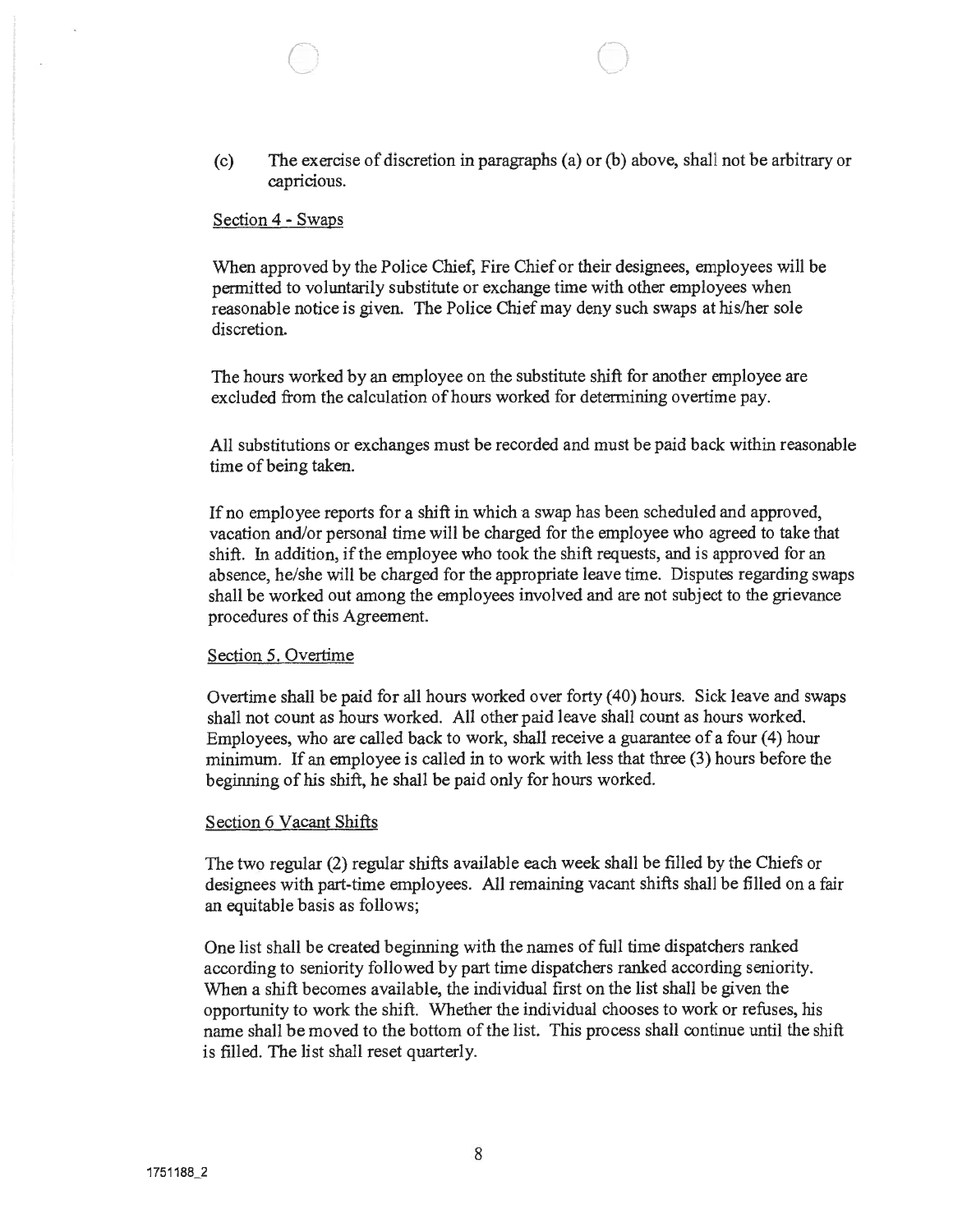(c) The exercise of discretion in paragraphs (a) or (b) above, shall not be arbitrary or capricious.

Section 4 - Swaps

When approved by the Police Chief, Fire Chief or their designees, employees will be permitted to voluntarily substitute or exchange time with other employees when reasonable notice is given. The Police Chief may deny such swaps at his/her sole discretion.

The hours worked by an employee on the substitute shift for another employee are excluded from the calculation of hours worked for determining overtime pay.

All substitutions or exchanges must be recorded and must be paid back within reasonable time of being taken.

If no employee reports for a shift in which a swap has been scheduled and approved, vacation and/or personal time will be charged for the employee who agreed to take that shift. In addition, if the employee who took the shift requests, and is approved for an absence, he/she will be charged for the appropriate leave time. Disputes regarding swaps shall be worked out among the employees involved and are not subject to the grievance procedures of this Agreement.

Section 5. Overtime

Overtime shall be paid for all hours worked over forty (40) hours. Sick leave and swaps shall not count as hours worked. All other paid leave shall count as hours worked. Employees, who are called back to work, shall receive a guarantee of a four (4) hour minimum. If an employee is called in to work with less that three (3) hours before the beginning of his shift, he shall be paid only for hours worked.

Section 6 Vacant Shifts

The two regular (2) regular shifts available each week shall be filled by the Chiefs or designees with part-time employees. All remaining vacant shifts shall be filled on a fair an equitable basis as follows;

One list shall be created beginning with the names of full time dispatchers ranked according to seniority followed by part time dispatchers ranked according seniority. When a shift becomes available, the individual first on the list shall be given the opportunity to work the shift. Whether the individual chooses to work or refuses, his name shall be moved to the bottom of the list. This process shall continue until the shift is filled. The list shall reset quarterly.

1751188_2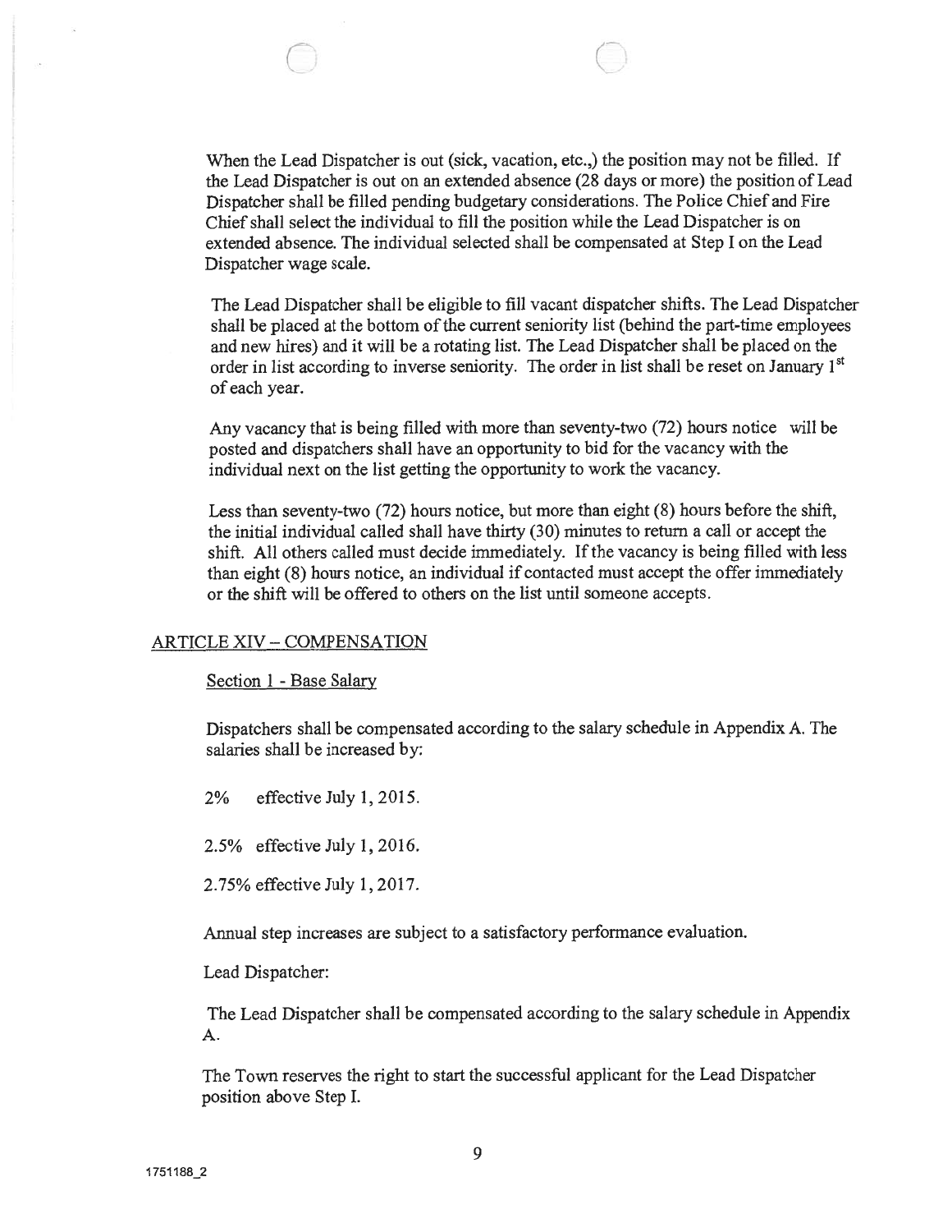When the Lead Dispatcher is out (sick, vacation, etc.,) the position may not be filled. If the Lead Dispatcher is out on an extended absence (28 days or more) the position of Lead Dispatcher shall be filled pending budgetary considerations. The Police Chief and Fire Chief shall select the individual to fill the position while the Lead Dispatcher is on extended absence. The individual selected shall be compensated at Step I on the Lead Dispatcher wage scale.

The Lead Dispatcher shall be eligible to fill vacant dispatcher shifts. The Lead Dispatcher shall be placed at the bottom of the current seniority list (behind the part-time employees and new hires) and it will be a rotating list. The Lead Dispatcher shall be placed on the order in list according to inverse seniority. The order in list shall be reset on January 1st of each year.

Any vacancy that is being filled with more than seventy-two (72) hours notice will be posted and dispatchers shall have an opportunity to bid for the vacancy with the individual next on the list getting the opportunity to work the vacancy.

Less than seventy-two (72) hours notice, but more than eight (8) hours before the shift, the initial individual called shall have thirty (30) minutes to return a call or accept the shift. All others called must decide immediately. If the vacancy is being filled with less than eight (8) hours notice, an individual if contacted must accept the offer immediately or the shift will be offered to others on the list until someone accepts.

## ARTICLE XIV – COMPENSATION

### Section 1 - Base Salary

Dispatchers shall be compensated according to the salary schedule in Appendix A. The salaries shall be increased by:

2% effective July 1, 2015.

2.5% effective July 1, 2016.

2.75% effective July 1, 2017.

Annual step increases are subject to a satisfactory performance evaluation.

Lead Dispatcher:

The Lead Dispatcher shall be compensated according to the salary schedule in Appendix A.

The Town reserves the right to start the successful applicant for the Lead Dispatcher position above Step I.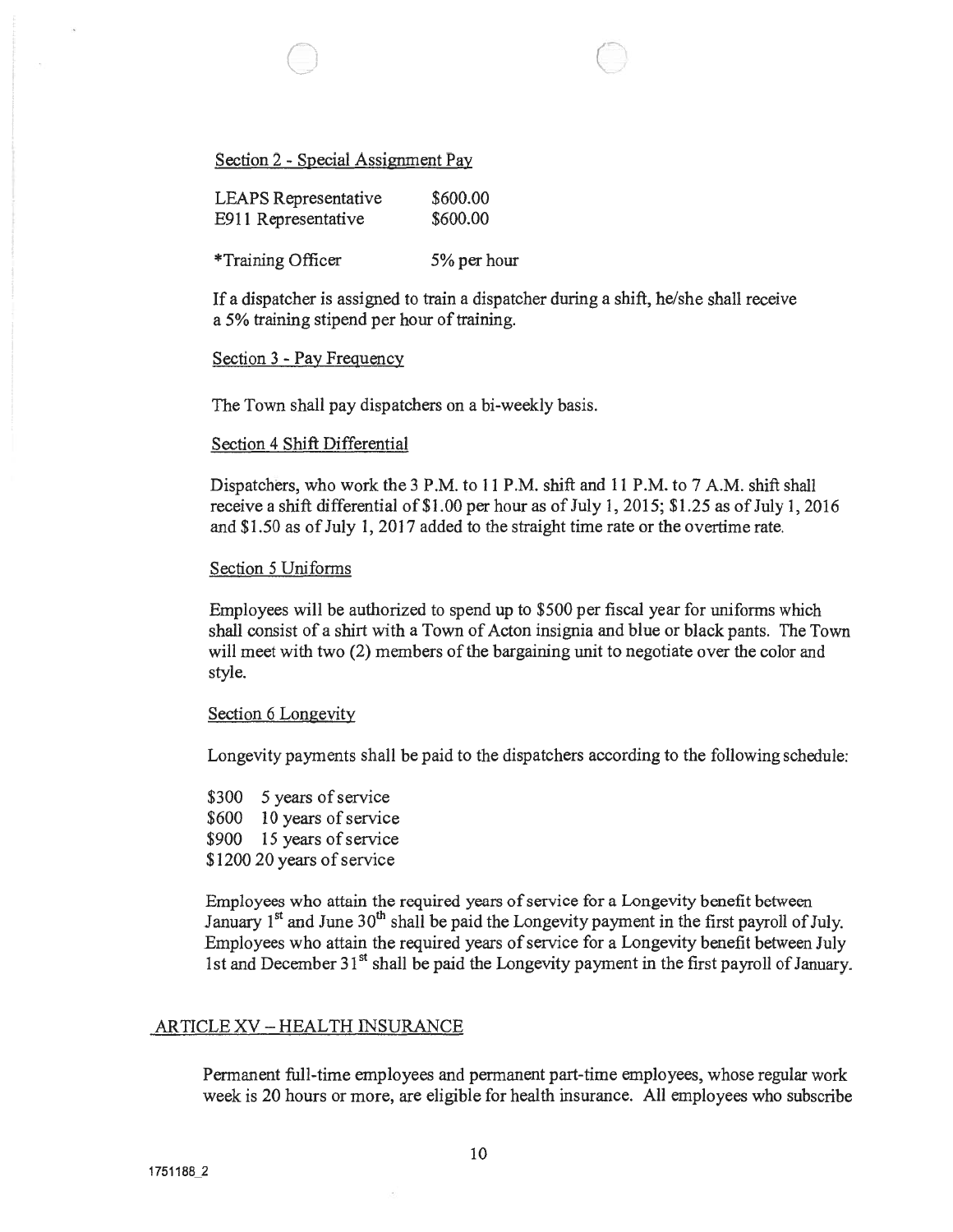Section 2 - Special Assignment Pay

| | |
|---|---|
| LEAPS Representative | $600.00 |
| E911 Representative | $600.00 |
| *Training Officer | 5% per hour |

If a dispatcher is assigned to train a dispatcher during a shift, he/she shall receive a 5% training stipend per hour of training.

Section 3 - Pay Frequency

The Town shall pay dispatchers on a bi-weekly basis.

Section 4 Shift Differential

Dispatchers, who work the 3 P.M. to 11 P.M. shift and 11 P.M. to 7 A.M. shift shall receive a shift differential of $1.00 per hour as of July 1, 2015; $1.25 as of July 1, 2016 and $1.50 as of July 1, 2017 added to the straight time rate or the overtime rate.

Section 5 Uniforms

Employees will be authorized to spend up to $500 per fiscal year for uniforms which shall consist of a shirt with a Town of Acton insignia and blue or black pants. The Town will meet with two (2) members of the bargaining unit to negotiate over the color and style.

Section 6 Longevity

Longevity payments shall be paid to the dispatchers according to the following schedule:

$300 5 years of service
$600 10 years of service
$900 15 years of service
$1200 20 years of service

Employees who attain the required years of service for a Longevity benefit between January 1st and June 30th shall be paid the Longevity payment in the first payroll of July. Employees who attain the required years of service for a Longevity benefit between July 1st and December 31st shall be paid the Longevity payment in the first payroll of January.

## ARTICLE XV – HEALTH INSURANCE

Permanent full-time employees and permanent part-time employees, whose regular work week is 20 hours or more, are eligible for health insurance. All employees who subscribe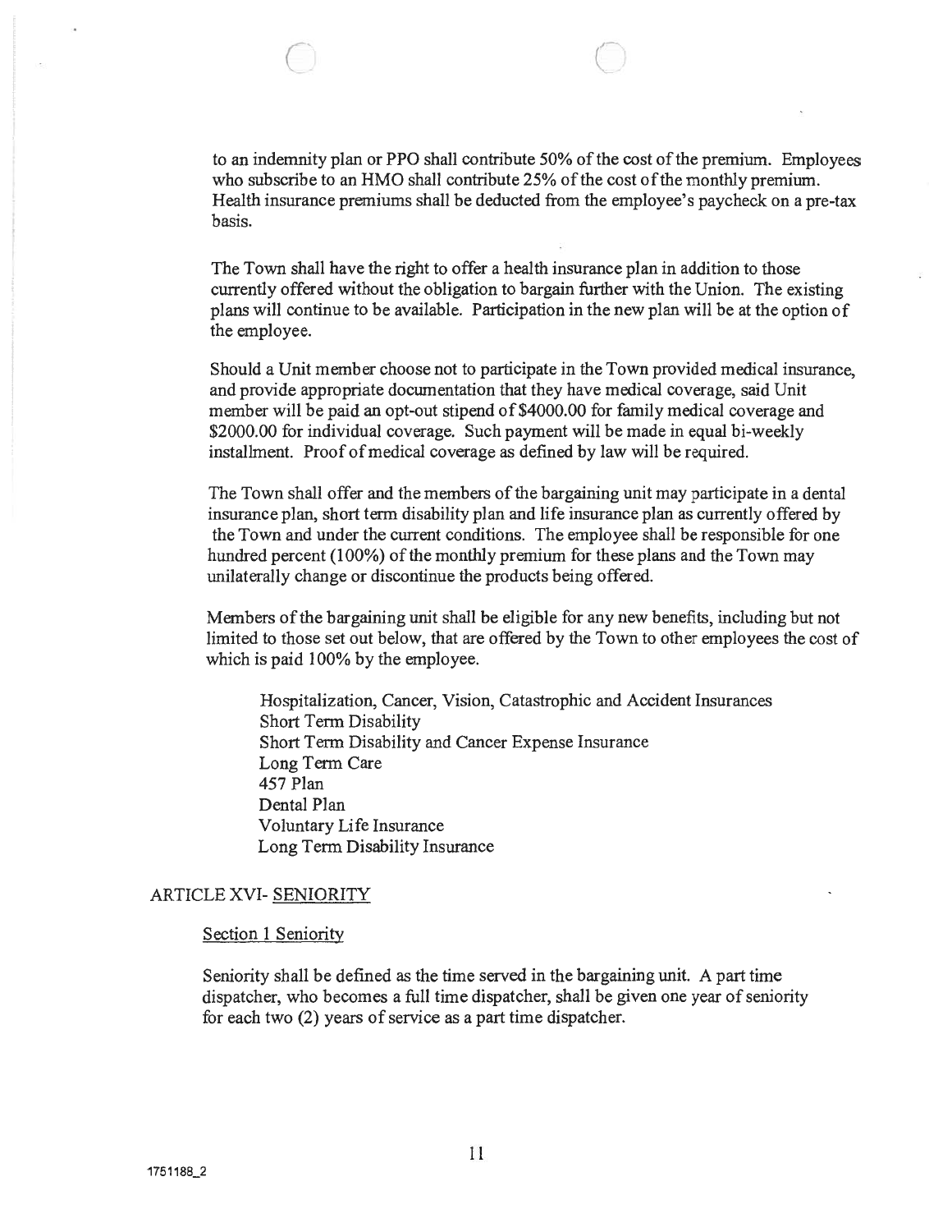to an indemnity plan or PPO shall contribute 50% of the cost of the premium. Employees who subscribe to an HMO shall contribute 25% of the cost of the monthly premium. Health insurance premiums shall be deducted from the employee's paycheck on a pre-tax basis.

The Town shall have the right to offer a health insurance plan in addition to those currently offered without the obligation to bargain further with the Union. The existing plans will continue to be available. Participation in the new plan will be at the option of the employee.

Should a Unit member choose not to participate in the Town provided medical insurance, and provide appropriate documentation that they have medical coverage, said Unit member will be paid an opt-out stipend of $4000.00 for family medical coverage and $2000.00 for individual coverage. Such payment will be made in equal bi-weekly installment. Proof of medical coverage as defined by law will be required.

The Town shall offer and the members of the bargaining unit may participate in a dental insurance plan, short term disability plan and life insurance plan as currently offered by the Town and under the current conditions. The employee shall be responsible for one hundred percent (100%) of the monthly premium for these plans and the Town may unilaterally change or discontinue the products being offered.

Members of the bargaining unit shall be eligible for any new benefits, including but not limited to those set out below, that are offered by the Town to other employees the cost of which is paid 100% by the employee.

- Hospitalization, Cancer, Vision, Catastrophic and Accident Insurances
- Short Term Disability
- Short Term Disability and Cancer Expense Insurance
- Long Term Care
- 457 Plan
- Dental Plan
- Voluntary Life Insurance
- Long Term Disability Insurance

## ARTICLE XVI- SENIORITY

### Section 1 Seniority

Seniority shall be defined as the time served in the bargaining unit. A part time dispatcher, who becomes a full time dispatcher, shall be given one year of seniority for each two (2) years of service as a part time dispatcher.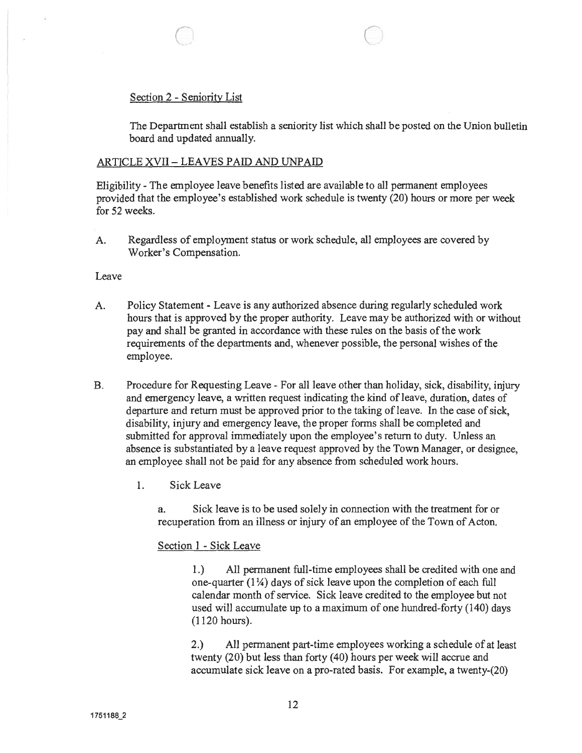Section 2 - Seniority List

The Department shall establish a seniority list which shall be posted on the Union bulletin board and updated annually.

ARTICLE XVII – LEAVES PAID AND UNPAID

Eligibility - The employee leave benefits listed are available to all permanent employees provided that the employee's established work schedule is twenty (20) hours or more per week for 52 weeks.

A. Regardless of employment status or work schedule, all employees are covered by Worker's Compensation.

Leave

A. Policy Statement - Leave is any authorized absence during regularly scheduled work hours that is approved by the proper authority. Leave may be authorized with or without pay and shall be granted in accordance with these rules on the basis of the work requirements of the departments and, whenever possible, the personal wishes of the employee.

B. Procedure for Requesting Leave - For all leave other than holiday, sick, disability, injury and emergency leave, a written request indicating the kind of leave, duration, dates of departure and return must be approved prior to the taking of leave. In the case of sick, disability, injury and emergency leave, the proper forms shall be completed and submitted for approval immediately upon the employee's return to duty. Unless an absence is substantiated by a leave request approved by the Town Manager, or designee, an employee shall not be paid for any absence from scheduled work hours.

1. Sick Leave

a. Sick leave is to be used solely in connection with the treatment for or recuperation from an illness or injury of an employee of the Town of Acton.

Section 1 - Sick Leave

1.) All permanent full-time employees shall be credited with one and one-quarter (1¼) days of sick leave upon the completion of each full calendar month of service. Sick leave credited to the employee but not used will accumulate up to a maximum of one hundred-forty (140) days (1120 hours).

2.) All permanent part-time employees working a schedule of at least twenty (20) but less than forty (40) hours per week will accrue and accumulate sick leave on a pro-rated basis. For example, a twenty-(20)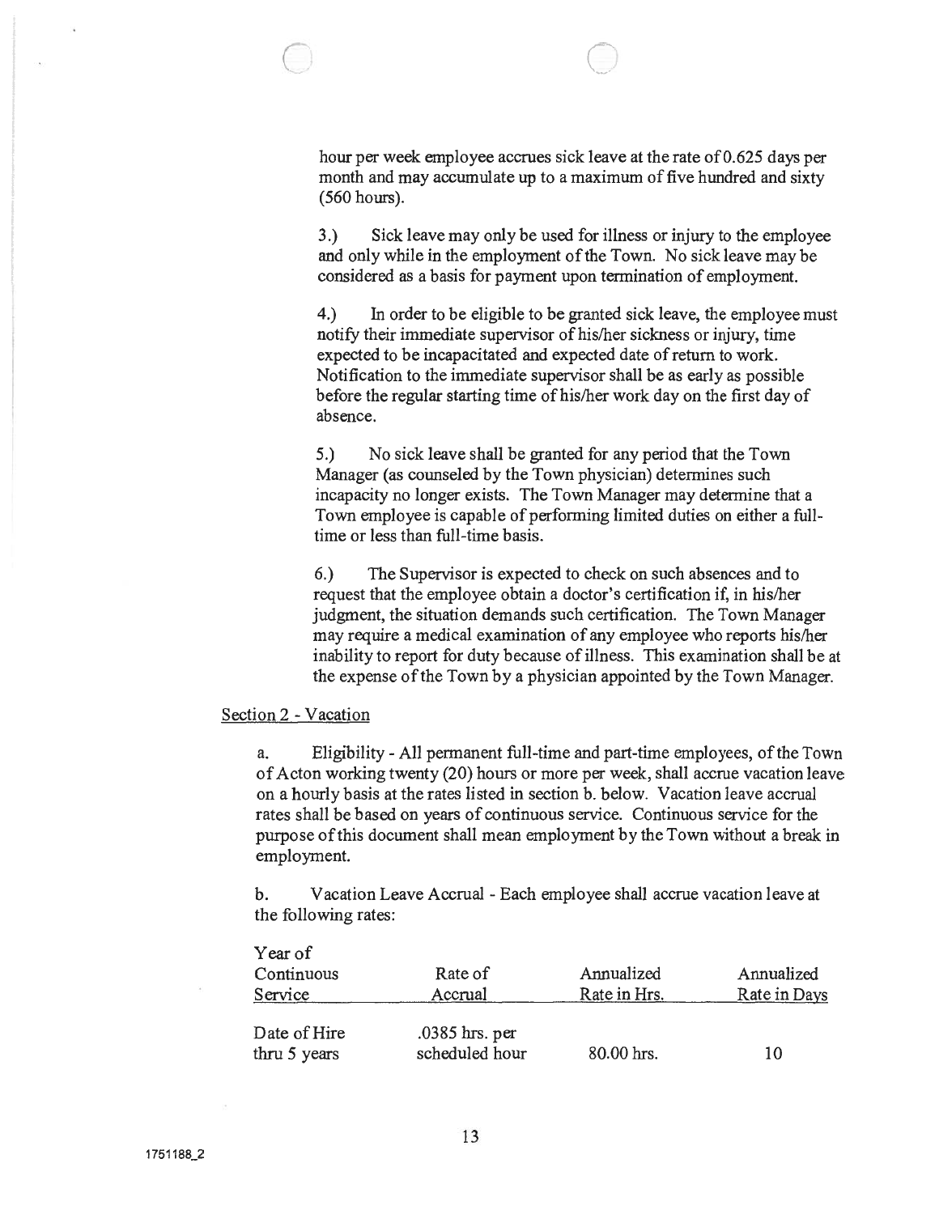hour per week employee accrues sick leave at the rate of 0.625 days per month and may accumulate up to a maximum of five hundred and sixty (560 hours).

3.) Sick leave may only be used for illness or injury to the employee and only while in the employment of the Town. No sick leave may be considered as a basis for payment upon termination of employment.

4.) In order to be eligible to be granted sick leave, the employee must notify their immediate supervisor of his/her sickness or injury, time expected to be incapacitated and expected date of return to work. Notification to the immediate supervisor shall be as early as possible before the regular starting time of his/her work day on the first day of absence.

5.) No sick leave shall be granted for any period that the Town Manager (as counseled by the Town physician) determines such incapacity no longer exists. The Town Manager may determine that a Town employee is capable of performing limited duties on either a full-time or less than full-time basis.

6.) The Supervisor is expected to check on such absences and to request that the employee obtain a doctor's certification if, in his/her judgment, the situation demands such certification. The Town Manager may require a medical examination of any employee who reports his/her inability to report for duty because of illness. This examination shall be at the expense of the Town by a physician appointed by the Town Manager.

Section 2 - Vacation

a. Eligibility - All permanent full-time and part-time employees, of the Town of Acton working twenty (20) hours or more per week, shall accrue vacation leave on a hourly basis at the rates listed in section b. below. Vacation leave accrual rates shall be based on years of continuous service. Continuous service for the purpose of this document shall mean employment by the Town without a break in employment.

b. Vacation Leave Accrual - Each employee shall accrue vacation leave at the following rates:

| Year of Continuous Service | Rate of Accrual | Annualized Rate in Hrs. | Annualized Rate in Days |
|---|---|---|---|
| Date of Hire thru 5 years | .0385 hrs. per scheduled hour | 80.00 hrs. | 10 |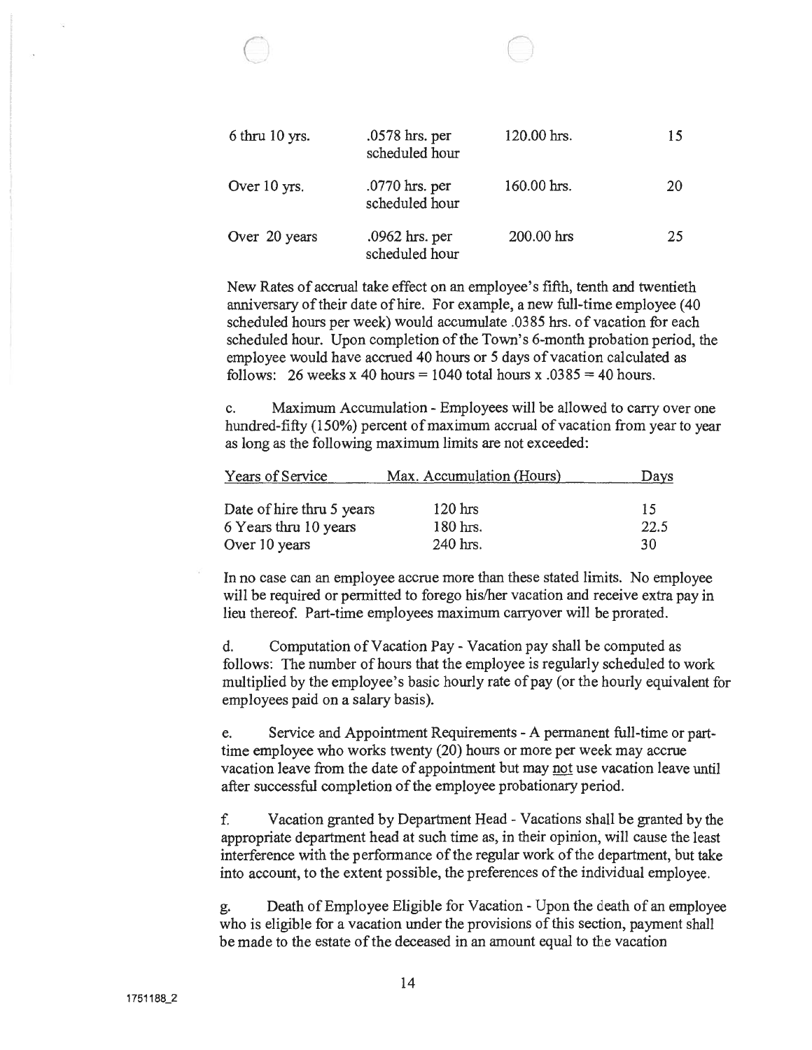| | | | |
|---|---|---|---|
| 6 thru 10 yrs. | .0578 hrs. per scheduled hour | 120.00 hrs. | 15 |
| Over 10 yrs. | .0770 hrs. per scheduled hour | 160.00 hrs. | 20 |
| Over 20 years | .0962 hrs. per scheduled hour | 200.00 hrs | 25 |

New Rates of accrual take effect on an employee's fifth, tenth and twentieth anniversary of their date of hire. For example, a new full-time employee (40 scheduled hours per week) would accumulate .0385 hrs. of vacation for each scheduled hour. Upon completion of the Town's 6-month probation period, the employee would have accrued 40 hours or 5 days of vacation calculated as follows: 26 weeks x 40 hours = 1040 total hours x .0385 = 40 hours.

c. Maximum Accumulation - Employees will be allowed to carry over one hundred-fifty (150%) percent of maximum accrual of vacation from year to year as long as the following maximum limits are not exceeded:

| Years of Service | Max. Accumulation (Hours) | Days |
|---|---|---|
| Date of hire thru 5 years | 120 hrs | 15 |
| 6 Years thru 10 years | 180 hrs. | 22.5 |
| Over 10 years | 240 hrs. | 30 |

In no case can an employee accrue more than these stated limits. No employee will be required or permitted to forego his/her vacation and receive extra pay in lieu thereof. Part-time employees maximum carryover will be prorated.

d. Computation of Vacation Pay - Vacation pay shall be computed as follows: The number of hours that the employee is regularly scheduled to work multiplied by the employee's basic hourly rate of pay (or the hourly equivalent for employees paid on a salary basis).

e. Service and Appointment Requirements - A permanent full-time or part-time employee who works twenty (20) hours or more per week may accrue vacation leave from the date of appointment but may not use vacation leave until after successful completion of the employee probationary period.

f. Vacation granted by Department Head - Vacations shall be granted by the appropriate department head at such time as, in their opinion, will cause the least interference with the performance of the regular work of the department, but take into account, to the extent possible, the preferences of the individual employee.

g. Death of Employee Eligible for Vacation - Upon the death of an employee who is eligible for a vacation under the provisions of this section, payment shall be made to the estate of the deceased in an amount equal to the vacation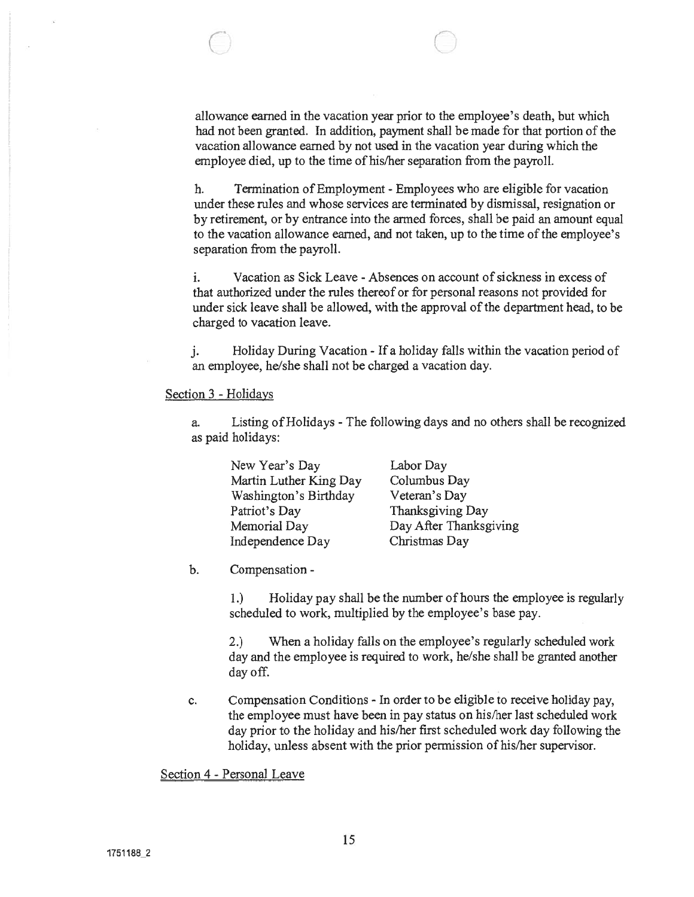allowance earned in the vacation year prior to the employee's death, but which had not been granted. In addition, payment shall be made for that portion of the vacation allowance earned by not used in the vacation year during which the employee died, up to the time of his/her separation from the payroll.

h. Termination of Employment - Employees who are eligible for vacation under these rules and whose services are terminated by dismissal, resignation or by retirement, or by entrance into the armed forces, shall be paid an amount equal to the vacation allowance earned, and not taken, up to the time of the employee's separation from the payroll.

i. Vacation as Sick Leave - Absences on account of sickness in excess of that authorized under the rules thereof or for personal reasons not provided for under sick leave shall be allowed, with the approval of the department head, to be charged to vacation leave.

j. Holiday During Vacation - If a holiday falls within the vacation period of an employee, he/she shall not be charged a vacation day.

Section 3 - Holidays

a. Listing of Holidays - The following days and no others shall be recognized as paid holidays:

| | |
|---|---|
| New Year's Day | Labor Day |
| Martin Luther King Day | Columbus Day |
| Washington's Birthday | Veteran's Day |
| Patriot's Day | Thanksgiving Day |
| Memorial Day | Day After Thanksgiving |
| Independence Day | Christmas Day |

b. Compensation -

1.) Holiday pay shall be the number of hours the employee is regularly scheduled to work, multiplied by the employee's base pay.

2.) When a holiday falls on the employee's regularly scheduled work day and the employee is required to work, he/she shall be granted another day off.

c. Compensation Conditions - In order to be eligible to receive holiday pay, the employee must have been in pay status on his/her last scheduled work day prior to the holiday and his/her first scheduled work day following the holiday, unless absent with the prior permission of his/her supervisor.

Section 4 - Personal Leave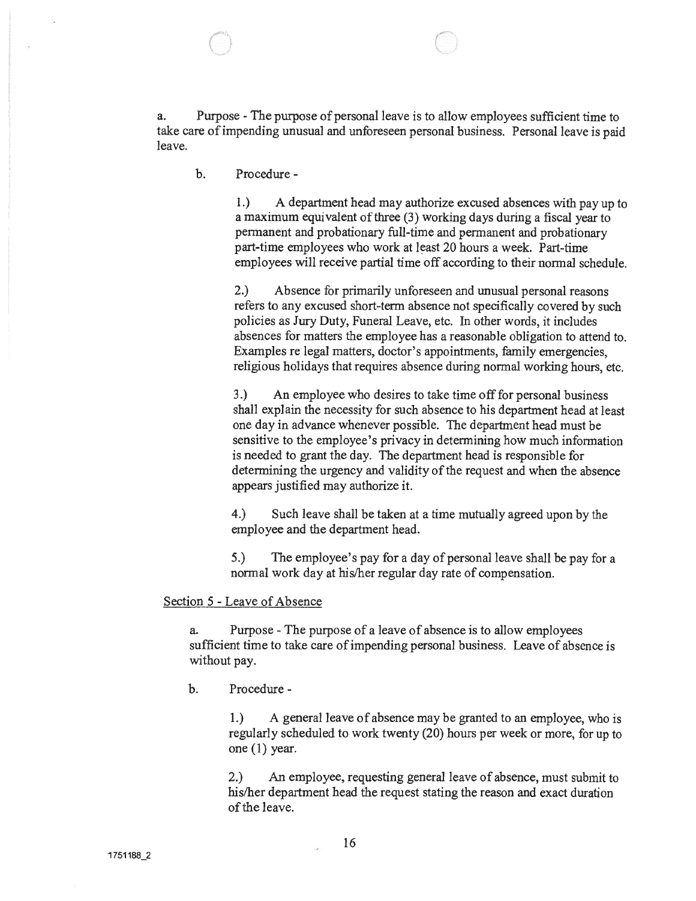a. Purpose - The purpose of personal leave is to allow employees sufficient time to take care of impending unusual and unforeseen personal business. Personal leave is paid leave.

b. Procedure -

1.) A department head may authorize excused absences with pay up to a maximum equivalent of three (3) working days during a fiscal year to permanent and probationary full-time and permanent and probationary part-time employees who work at least 20 hours a week. Part-time employees will receive partial time off according to their normal schedule.

2.) Absence for primarily unforeseen and unusual personal reasons refers to any excused short-term absence not specifically covered by such policies as Jury Duty, Funeral Leave, etc. In other words, it includes absences for matters the employee has a reasonable obligation to attend to. Examples re legal matters, doctor's appointments, family emergencies, religious holidays that requires absence during normal working hours, etc.

3.) An employee who desires to take time off for personal business shall explain the necessity for such absence to his department head at least one day in advance whenever possible. The department head must be sensitive to the employee's privacy in determining how much information is needed to grant the day. The department head is responsible for determining the urgency and validity of the request and when the absence appears justified may authorize it.

4.) Such leave shall be taken at a time mutually agreed upon by the employee and the department head.

5.) The employee's pay for a day of personal leave shall be pay for a normal work day at his/her regular day rate of compensation.

Section 5 - Leave of Absence

a. Purpose - The purpose of a leave of absence is to allow employees sufficient time to take care of impending personal business. Leave of absence is without pay.

b. Procedure -

1.) A general leave of absence may be granted to an employee, who is regularly scheduled to work twenty (20) hours per week or more, for up to one (1) year.

2.) An employee, requesting general leave of absence, must submit to his/her department head the request stating the reason and exact duration of the leave.

1751188_2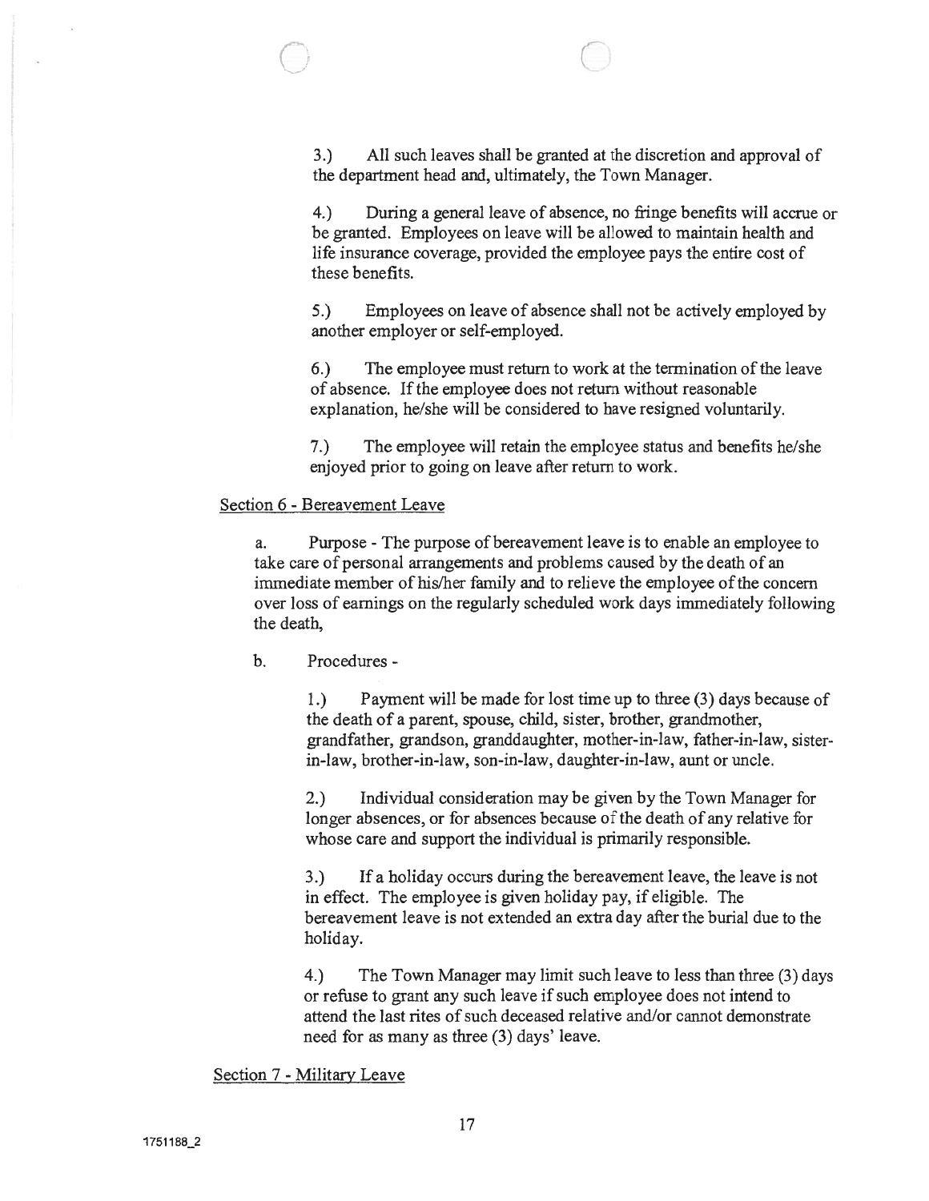3.) All such leaves shall be granted at the discretion and approval of the department head and, ultimately, the Town Manager.

4.) During a general leave of absence, no fringe benefits will accrue or be granted. Employees on leave will be allowed to maintain health and life insurance coverage, provided the employee pays the entire cost of these benefits.

5.) Employees on leave of absence shall not be actively employed by another employer or self-employed.

6.) The employee must return to work at the termination of the leave of absence. If the employee does not return without reasonable explanation, he/she will be considered to have resigned voluntarily.

7.) The employee will retain the employee status and benefits he/she enjoyed prior to going on leave after return to work.

Section 6 - Bereavement Leave

a. Purpose - The purpose of bereavement leave is to enable an employee to take care of personal arrangements and problems caused by the death of an immediate member of his/her family and to relieve the employee of the concern over loss of earnings on the regularly scheduled work days immediately following the death,

b. Procedures -

1.) Payment will be made for lost time up to three (3) days because of the death of a parent, spouse, child, sister, brother, grandmother, grandfather, grandson, granddaughter, mother-in-law, father-in-law, sister-in-law, brother-in-law, son-in-law, daughter-in-law, aunt or uncle.

2.) Individual consideration may be given by the Town Manager for longer absences, or for absences because of the death of any relative for whose care and support the individual is primarily responsible.

3.) If a holiday occurs during the bereavement leave, the leave is not in effect. The employee is given holiday pay, if eligible. The bereavement leave is not extended an extra day after the burial due to the holiday.

4.) The Town Manager may limit such leave to less than three (3) days or refuse to grant any such leave if such employee does not intend to attend the last rites of such deceased relative and/or cannot demonstrate need for as many as three (3) days' leave.

Section 7 - Military Leave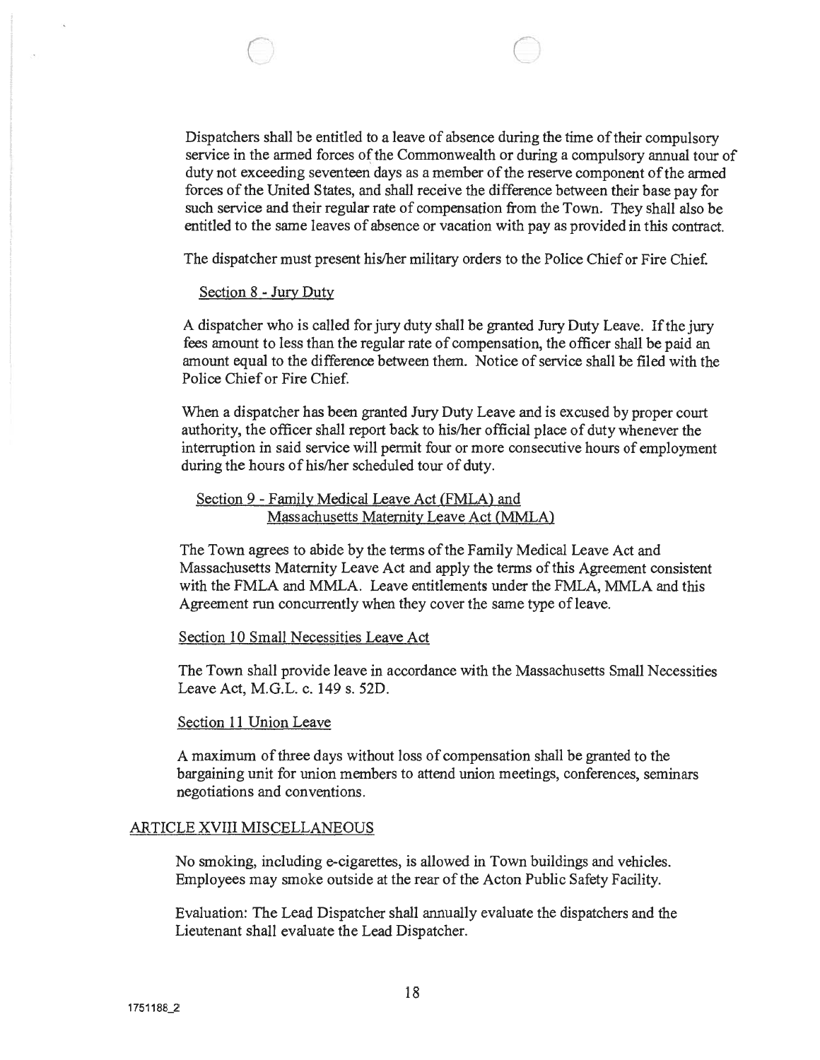Dispatchers shall be entitled to a leave of absence during the time of their compulsory service in the armed forces of the Commonwealth or during a compulsory annual tour of duty not exceeding seventeen days as a member of the reserve component of the armed forces of the United States, and shall receive the difference between their base pay for such service and their regular rate of compensation from the Town. They shall also be entitled to the same leaves of absence or vacation with pay as provided in this contract.

The dispatcher must present his/her military orders to the Police Chief or Fire Chief.

Section 8 - Jury Duty

A dispatcher who is called for jury duty shall be granted Jury Duty Leave. If the jury fees amount to less than the regular rate of compensation, the officer shall be paid an amount equal to the difference between them. Notice of service shall be filed with the Police Chief or Fire Chief.

When a dispatcher has been granted Jury Duty Leave and is excused by proper court authority, the officer shall report back to his/her official place of duty whenever the interruption in said service will permit four or more consecutive hours of employment during the hours of his/her scheduled tour of duty.

Section 9 - Family Medical Leave Act (FMLA) and Massachusetts Maternity Leave Act (MMLA)

The Town agrees to abide by the terms of the Family Medical Leave Act and Massachusetts Maternity Leave Act and apply the terms of this Agreement consistent with the FMLA and MMLA. Leave entitlements under the FMLA, MMLA and this Agreement run concurrently when they cover the same type of leave.

Section 10 Small Necessities Leave Act

The Town shall provide leave in accordance with the Massachusetts Small Necessities Leave Act, M.G.L. c. 149 s. 52D.

Section 11 Union Leave

A maximum of three days without loss of compensation shall be granted to the bargaining unit for union members to attend union meetings, conferences, seminars negotiations and conventions.

## ARTICLE XVIII MISCELLANEOUS

No smoking, including e-cigarettes, is allowed in Town buildings and vehicles. Employees may smoke outside at the rear of the Acton Public Safety Facility.

Evaluation: The Lead Dispatcher shall annually evaluate the dispatchers and the Lieutenant shall evaluate the Lead Dispatcher.

1751188_2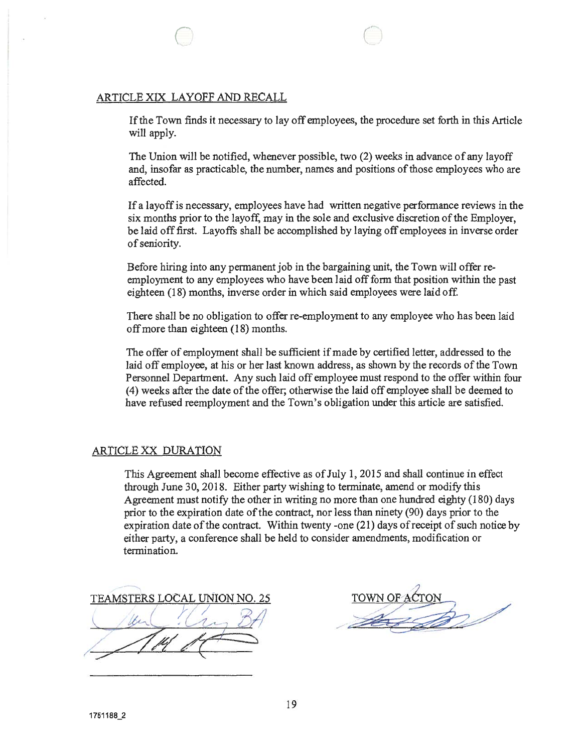## ARTICLE XIX LAYOFF AND RECALL

If the Town finds it necessary to lay off employees, the procedure set forth in this Article will apply.

The Union will be notified, whenever possible, two (2) weeks in advance of any layoff and, insofar as practicable, the number, names and positions of those employees who are affected.

If a layoff is necessary, employees have had written negative performance reviews in the six months prior to the layoff, may in the sole and exclusive discretion of the Employer, be laid off first. Layoffs shall be accomplished by laying off employees in inverse order of seniority.

Before hiring into any permanent job in the bargaining unit, the Town will offer re-employment to any employees who have been laid off form that position within the past eighteen (18) months, inverse order in which said employees were laid off.

There shall be no obligation to offer re-employment to any employee who has been laid off more than eighteen (18) months.

The offer of employment shall be sufficient if made by certified letter, addressed to the laid off employee, at his or her last known address, as shown by the records of the Town Personnel Department. Any such laid off employee must respond to the offer within four (4) weeks after the date of the offer; otherwise the laid off employee shall be deemed to have refused reemployment and the Town's obligation under this article are satisfied.

## ARTICLE XX DURATION

This Agreement shall become effective as of July 1, 2015 and shall continue in effect through June 30, 2018. Either party wishing to terminate, amend or modify this Agreement must notify the other in writing no more than one hundred eighty (180) days prior to the expiration date of the contract, nor less than ninety (90) days prior to the expiration date of the contract. Within twenty -one (21) days of receipt of such notice by either party, a conference shall be held to consider amendments, modification or termination.

TEAMSTERS LOCAL UNION NO. 25

TOWN OF ACTON

1751188_2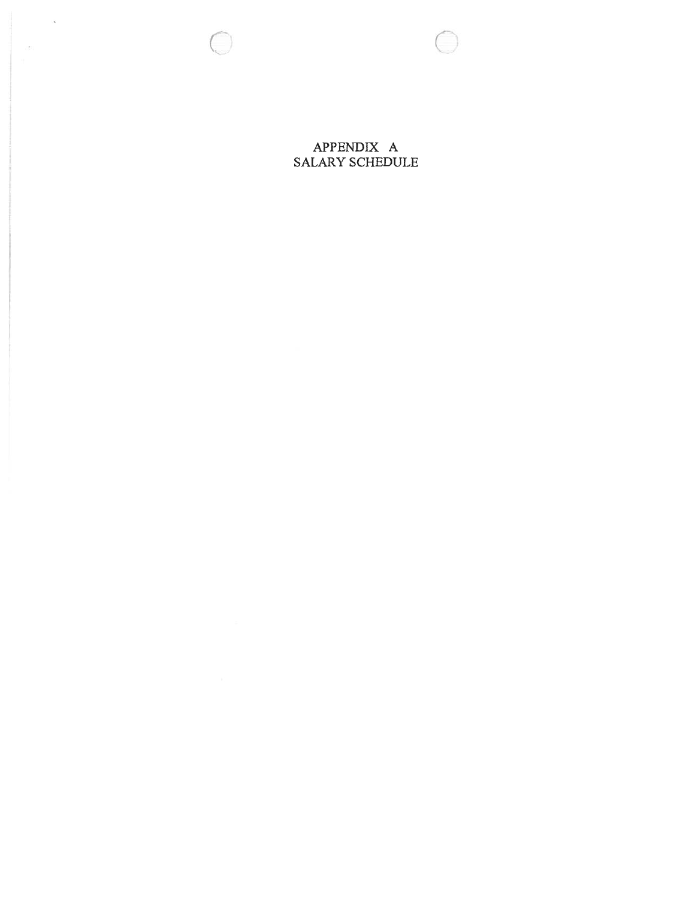# APPENDIX A
# SALARY SCHEDULE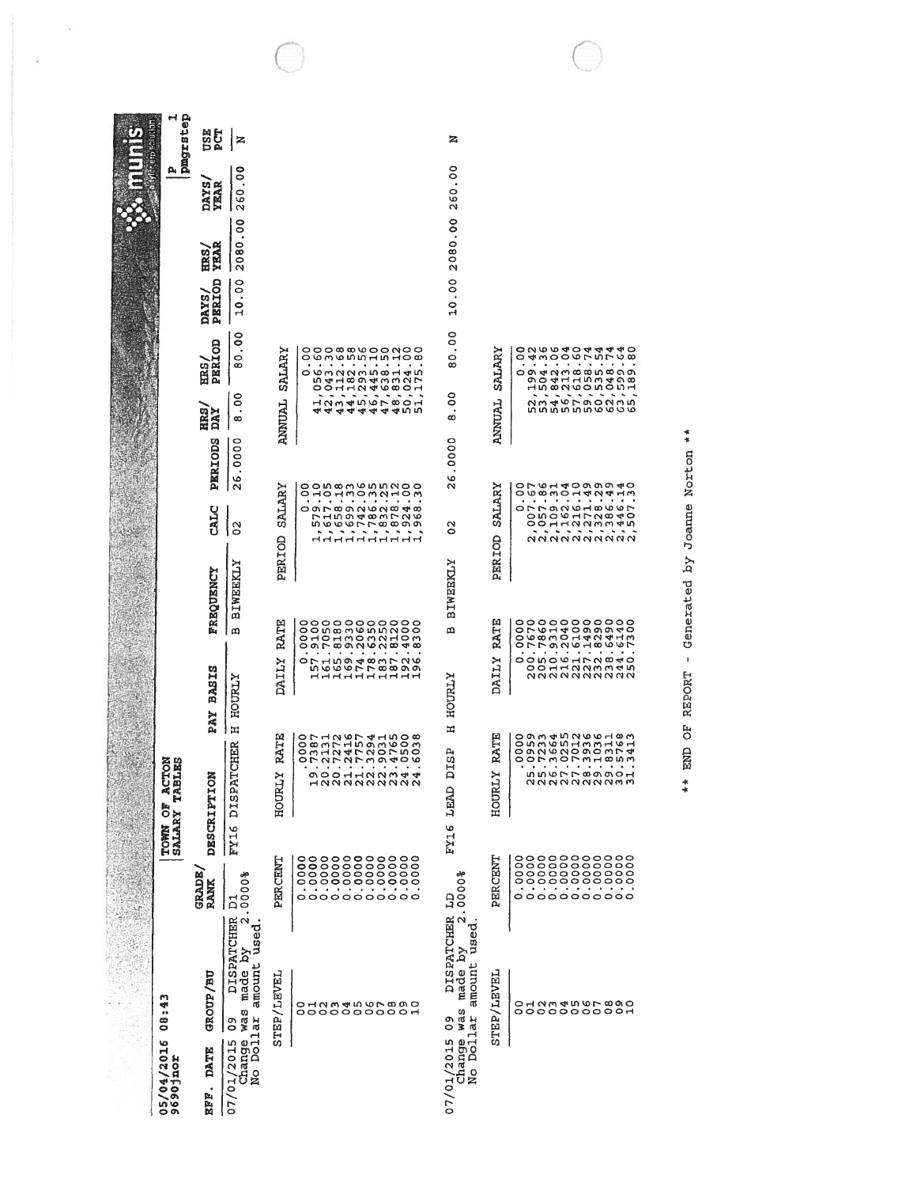05/04/2016 08:43
9690jnor

TOWN OF ACTON
SALARY TABLES

munis
a tyler erp solution

P 1
pmgrstep

| EFF. DATE | GROUP/BU | GRADE/ RANK | DESCRIPTION | PAY BASIS | FREQUENCY | CALC | PERIODS | HRS/ DAY | HRS/ PERIOD | DAYS/ PERIOD | HRS/ YEAR | DAYS/ YEAR | USE PCT |
|---|---|---|---|---|---|---|---|---|---|---|---|---|---|
| 07/01/2015 | 09 DISPATCHER | D1 | FY16 DISPATCHER | H HOURLY | B BIWEEKLY | 02 | 26.0000 | 8.00 | 80.00 | 10.00 | 2080.00 | 260.00 | N |

Change was made by 2.0000%
No Dollar amount used.

| STEP/LEVEL | PERCENT | HOURLY RATE | DAILY RATE | PERIOD SALARY | ANNUAL SALARY |
|---|---|---|---|---|---|
| 00 | 0.0000 | .0000 | 0.0000 | 0.00 | 0.00 |
| 01 | 0.0000 | 19.7387 | 157.9100 | 1,579.10 | 41,056.60 |
| 02 | 0.0000 | 20.2131 | 161.7050 | 1,617.05 | 42,043.30 |
| 03 | 0.0000 | 20.7272 | 165.8180 | 1,658.18 | 43,112.68 |
| 04 | 0.0000 | 21.2416 | 169.9330 | 1,699.33 | 44,182.58 |
| 05 | 0.0000 | 21.7757 | 174.2060 | 1,742.06 | 45,293.56 |
| 06 | 0.0000 | 22.3294 | 178.6350 | 1,786.35 | 46,445.10 |
| 07 | 0.0000 | 22.9031 | 183.2250 | 1,832.25 | 47,638.50 |
| 08 | 0.0000 | 23.4765 | 187.8120 | 1,878.12 | 48,831.12 |
| 09 | 0.0000 | 24.0500 | 192.4000 | 1,924.00 | 50,024.00 |
| 10 | 0.0000 | 24.6038 | 196.8300 | 1,968.30 | 51,175.80 |

| EFF. DATE | GROUP/BU | GRADE/ RANK | DESCRIPTION | PAY BASIS | FREQUENCY | CALC | PERIODS | HRS/ DAY | HRS/ PERIOD | DAYS/ PERIOD | HRS/ YEAR | DAYS/ YEAR | USE PCT |
|---|---|---|---|---|---|---|---|---|---|---|---|---|---|
| 07/01/2015 | 09 DISPATCHER | LD | FY16 LEAD DISP | H HOURLY | B BIWEEKLY | 02 | 26.0000 | 8.00 | 80.00 | 10.00 | 2080.00 | 260.00 | N |

Change was made by 2.0000%
No Dollar amount used.

| STEP/LEVEL | PERCENT | HOURLY RATE | DAILY RATE | PERIOD SALARY | ANNUAL SALARY |
|---|---|---|---|---|---|
| 00 | 0.0000 | .0000 | 0.0000 | 0.00 | 0.00 |
| 01 | 0.0000 | 25.0959 | 200.7670 | 2,007.67 | 52,199.42 |
| 02 | 0.0000 | 25.7233 | 205.7860 | 2,057.86 | 53,504.36 |
| 03 | 0.0000 | 26.3664 | 210.9310 | 2,109.31 | 54,842.06 |
| 04 | 0.0000 | 27.0255 | 216.2040 | 2,162.04 | 56,213.04 |
| 05 | 0.0000 | 27.7012 | 221.6100 | 2,216.10 | 57,618.60 |
| 06 | 0.0000 | 28.3936 | 227.1490 | 2,271.49 | 59,058.74 |
| 07 | 0.0000 | 29.1036 | 232.8290 | 2,328.29 | 60,535.54 |
| 08 | 0.0000 | 29.8311 | 238.6490 | 2,386.49 | 62,048.74 |
| 09 | 0.0000 | 30.5768 | 244.6140 | 2,446.14 | 63,599.64 |
| 10 | 0.0000 | 31.3413 | 250.7300 | 2,507.30 | 65,189.80 |

** END OF REPORT - Generated by Joanne Norton **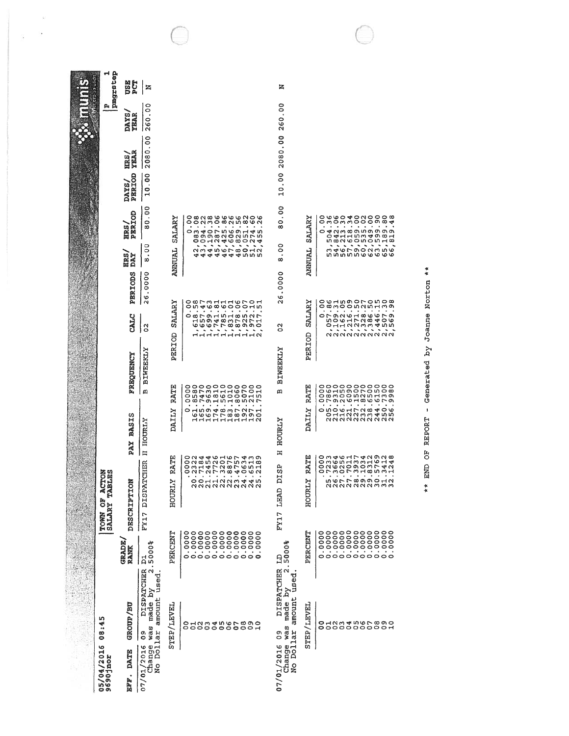05/04/2016 08:45
9690jnor

TOWN OF ACTON
SALARY TABLES

munis

P 1
pmgrstep

| EFF. DATE | GROUP/BU | GRADE/RANK | DESCRIPTION | PAY BASIS | FREQUENCY | CALC | PERIODS | HRS/DAY | HRS/PERIOD | DAYS/PERIOD | HRS/YEAR | DAYS/YEAR | USE PCT |
|---|---|---|---|---|---|---|---|---|---|---|---|---|---|
| 07/01/2016 | 09 DISPATCHER | D1 | FY17 DISPATCHER | H HOURLY | B BIWEEKLY | 02 | 26.0000 | 8.00 | 80.00 | 10.00 | 2080.00 | 260.00 | N |

Change was made by 2.5000%
No Dollar amount used.

| STEP/LEVEL | PERCENT | HOURLY RATE | DAILY RATE | PERIOD SALARY | ANNUAL SALARY |
|---|---|---|---|---|---|
| 00 | 0.0000 | .0000 | 0.0000 | 0.00 | 0.00 |
| 01 | 0.0000 | 20.2322 | 161.8580 | 1,618.58 | 42,083.08 |
| 02 | 0.0000 | 20.7184 | 165.7470 | 1,657.47 | 43,094.22 |
| 03 | 0.0000 | 21.2454 | 169.9630 | 1,699.63 | 44,190.38 |
| 04 | 0.0000 | 21.7726 | 174.1810 | 1,741.81 | 45,287.06 |
| 05 | 0.0000 | 22.3201 | 178.5610 | 1,785.61 | 46,425.86 |
| 06 | 0.0000 | 22.8876 | 183.1010 | 1,831.01 | 47,606.26 |
| 07 | 0.0000 | 23.4757 | 187.8060 | 1,878.06 | 48,829.56 |
| 08 | 0.0000 | 24.0634 | 192.5070 | 1,925.07 | 50,051.82 |
| 09 | 0.0000 | 24.6513 | 197.2100 | 1,972.10 | 51,274.60 |
| 10 | 0.0000 | 25.2189 | 201.7510 | 2,017.51 | 52,455.26 |

| EFF. DATE | GROUP/BU | GRADE/RANK | DESCRIPTION | PAY BASIS | FREQUENCY | CALC | PERIODS | HRS/DAY | HRS/PERIOD | DAYS/PERIOD | HRS/YEAR | DAYS/YEAR | USE PCT |
|---|---|---|---|---|---|---|---|---|---|---|---|---|---|
| 07/01/2016 | 09 DISPATCHER | LD | FY17 LEAD DISP | H HOURLY | B BIWEEKLY | 02 | 26.0000 | 8.00 | 80.00 | 10.00 | 2080.00 | 260.00 | N |

Change was made by 2.5000%
No Dollar amount used.

| STEP/LEVEL | PERCENT | HOURLY RATE | DAILY RATE | PERIOD SALARY | ANNUAL SALARY |
|---|---|---|---|---|---|
| 00 | 0.0000 | .0000 | 0.0000 | 0.00 | 0.00 |
| 01 | 0.0000 | 25.7233 | 205.7860 | 2,057.86 | 53,504.36 |
| 02 | 0.0000 | 26.3664 | 210.9310 | 2,109.31 | 54,842.06 |
| 03 | 0.0000 | 27.0256 | 216.2050 | 2,162.05 | 56,213.30 |
| 04 | 0.0000 | 27.7011 | 221.6090 | 2,216.09 | 57,618.34 |
| 05 | 0.0000 | 28.3937 | 227.1500 | 2,271.50 | 59,059.00 |
| 06 | 0.0000 | 29.1034 | 232.8270 | 2,328.27 | 60,535.02 |
| 07 | 0.0000 | 29.8312 | 238.6500 | 2,386.50 | 62,049.00 |
| 08 | 0.0000 | 30.5769 | 244.6150 | 2,446.15 | 63,599.90 |
| 09 | 0.0000 | 31.3412 | 250.7300 | 2,507.30 | 65,189.80 |
| 10 | 0.0000 | 32.1248 | 256.9980 | 2,569.98 | 66,819.48 |

** END OF REPORT - Generated by Joanne Norton **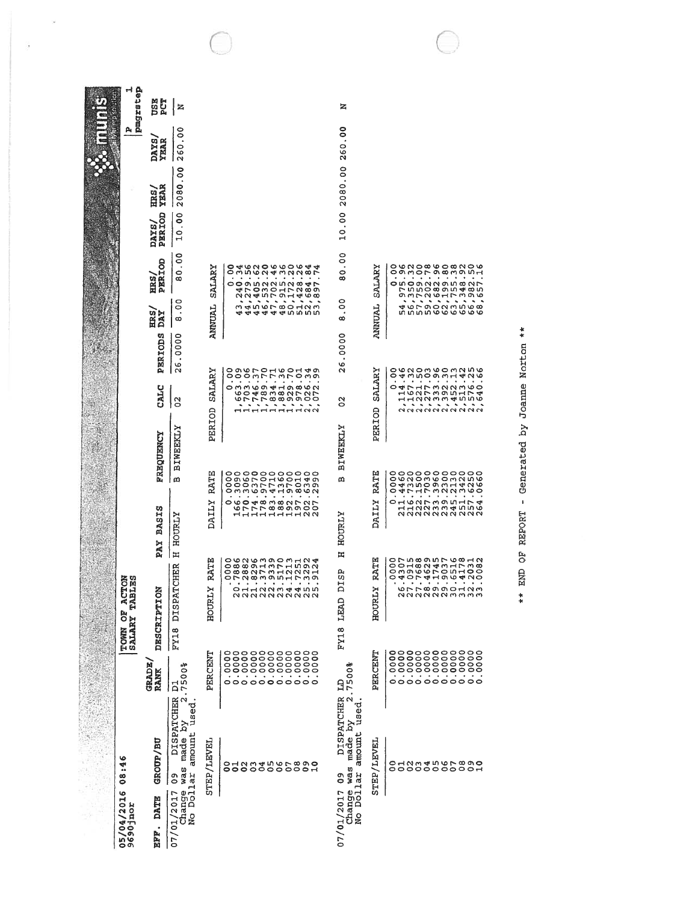05/04/2016 08:46
9690jnor

**TOWN OF ACTON**
**SALARY TABLES**

munis
a tyler erp solution

P 1
pmgrstep

| EFF. DATE | GROUP/BU | GRADE/ RANK | DESCRIPTION | PAY BASIS | FREQUENCY | CALC | PERIODS | HRS/ DAY | HRS/ PERIOD | DAYS/ PERIOD | HRS/ YEAR | DAYS/ YEAR | USE PCT |
|---|---|---|---|---|---|---|---|---|---|---|---|---|---|
| 07/01/2017 | 09 DISPATCHER | D1 | FY18 DISPATCHER | H HOURLY | B BIWEEKLY | 02 | 26.0000 | 8.00 | 80.00 | 10.00 | 2080.00 | 260.00 | N |

Change was made by 2.7500%
No Dollar amount used.

| STEP/LEVEL | PERCENT | HOURLY RATE | DAILY RATE | PERIOD SALARY | ANNUAL SALARY |
|---|---|---|---|---|---|
| 00 | 0.0000 | .0000 | 0.0000 | 0.00 | 0.00 |
| 01 | 0.0000 | 20.7886 | 166.3090 | 1,663.09 | 43,240.34 |
| 02 | 0.0000 | 21.2882 | 170.3060 | 1,703.06 | 44,279.56 |
| 03 | 0.0000 | 21.8296 | 174.6370 | 1,746.37 | 45,405.62 |
| 04 | 0.0000 | 22.3713 | 178.9700 | 1,789.70 | 46,532.20 |
| 05 | 0.0000 | 22.9339 | 183.4710 | 1,834.71 | 47,702.46 |
| 06 | 0.0000 | 23.5170 | 188.1360 | 1,881.36 | 48,915.36 |
| 07 | 0.0000 | 24.1213 | 192.9700 | 1,929.70 | 50,172.20 |
| 08 | 0.0000 | 24.7251 | 197.8010 | 1,978.01 | 51,428.26 |
| 09 | 0.0000 | 25.3292 | 202.6340 | 2,026.34 | 52,684.84 |
| 10 | 0.0000 | 25.9124 | 207.2990 | 2,072.99 | 53,897.74 |

| EFF. DATE | GROUP/BU | GRADE/ RANK | DESCRIPTION | PAY BASIS | FREQUENCY | CALC | PERIODS | HRS/ DAY | HRS/ PERIOD | DAYS/ PERIOD | HRS/ YEAR | DAYS/ YEAR | USE PCT |
|---|---|---|---|---|---|---|---|---|---|---|---|---|---|
| 07/01/2017 | 09 DISPATCHER | LD | FY18 LEAD DISP | H HOURLY | B BIWEEKLY | 02 | 26.0000 | 8.00 | 80.00 | 10.00 | 2080.00 | 260.00 | N |

Change was made by 2.7500%
No Dollar amount used.

| STEP/LEVEL | PERCENT | HOURLY RATE | DAILY RATE | PERIOD SALARY | ANNUAL SALARY |
|---|---|---|---|---|---|
| 00 | 0.0000 | .0000 | 0.0000 | 0.00 | 0.00 |
| 01 | 0.0000 | 26.4307 | 211.4460 | 2,114.46 | 54,975.96 |
| 02 | 0.0000 | 27.0915 | 216.7320 | 2,167.32 | 56,350.32 |
| 03 | 0.0000 | 27.7688 | 222.1500 | 2,221.50 | 57,759.00 |
| 04 | 0.0000 | 28.4629 | 227.7030 | 2,277.03 | 59,202.78 |
| 05 | 0.0000 | 29.1745 | 233.3960 | 2,333.96 | 60,682.96 |
| 06 | 0.0000 | 29.9037 | 239.2300 | 2,392.30 | 62,199.80 |
| 07 | 0.0000 | 30.6516 | 245.2130 | 2,452.13 | 63,755.38 |
| 08 | 0.0000 | 31.4178 | 251.3420 | 2,513.42 | 65,348.92 |
| 09 | 0.0000 | 32.2031 | 257.6250 | 2,576.25 | 66,982.50 |
| 10 | 0.0000 | 33.0082 | 264.0660 | 2,640.66 | 68,657.16 |

** END OF REPORT - Generated by Joanne Norton **